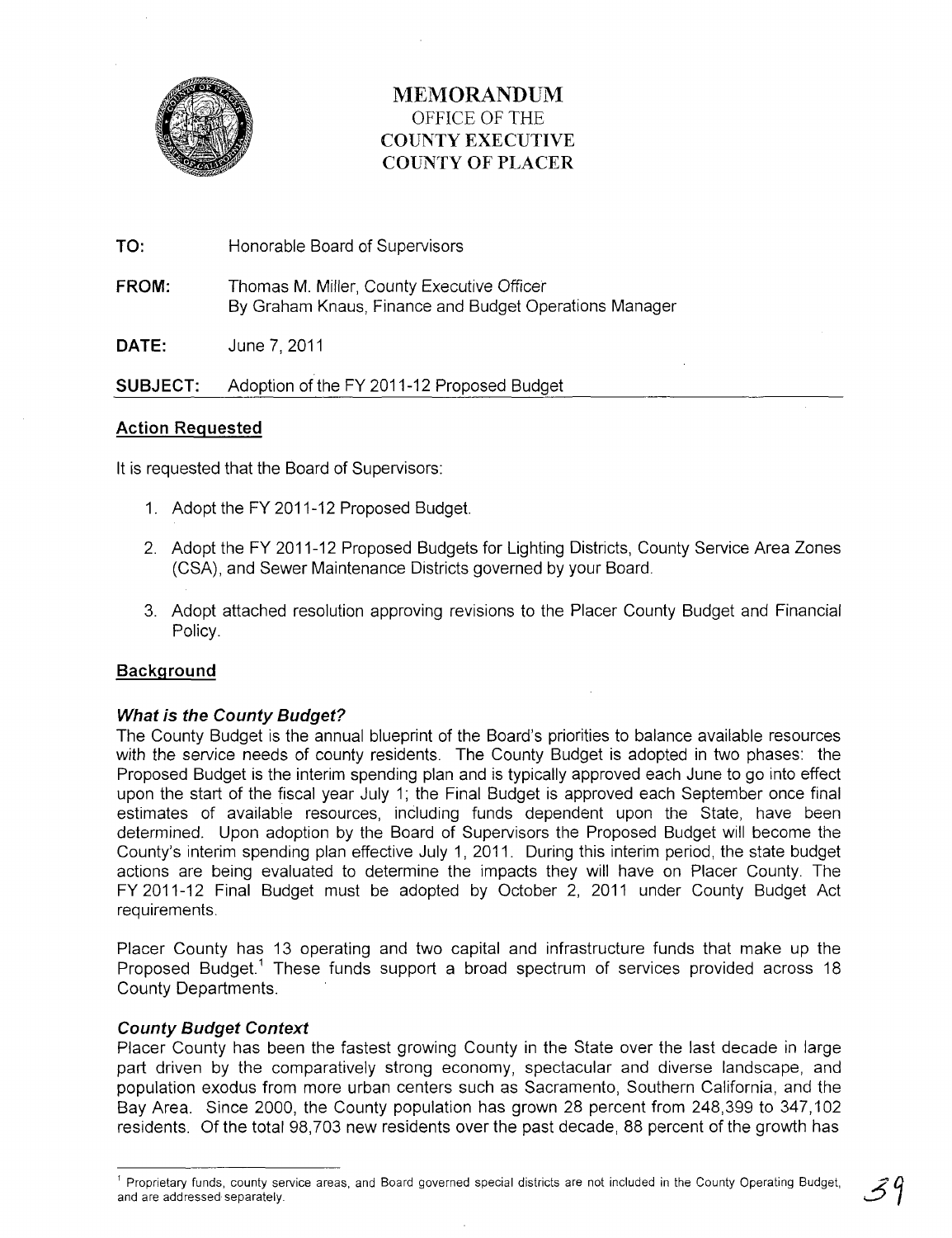# MEMORANDUM
## OFFICE OF THE COUNTY EXECUTIVE COUNTY OF PLACER

**TO:** Honorable Board of Supervisors

**FROM:** Thomas M. Miller, County Executive Officer
By Graham Knaus, Finance and Budget Operations Manager

**DATE:** June 7, 2011

**SUBJECT:** Adoption of the FY 2011-12 Proposed Budget

## Action Requested

It is requested that the Board of Supervisors:

1. Adopt the FY 2011-12 Proposed Budget.
2. Adopt the FY 2011-12 Proposed Budgets for Lighting Districts, County Service Area Zones (CSA), and Sewer Maintenance Districts governed by your Board.
3. Adopt attached resolution approving revisions to the Placer County Budget and Financial Policy.

## Background

### *What is the County Budget?*

The County Budget is the annual blueprint of the Board's priorities to balance available resources with the service needs of county residents. The County Budget is adopted in two phases: the Proposed Budget is the interim spending plan and is typically approved each June to go into effect upon the start of the fiscal year July 1; the Final Budget is approved each September once final estimates of available resources, including funds dependent upon the State, have been determined. Upon adoption by the Board of Supervisors the Proposed Budget will become the County's interim spending plan effective July 1, 2011. During this interim period, the state budget actions are being evaluated to determine the impacts they will have on Placer County. The FY 2011-12 Final Budget must be adopted by October 2, 2011 under County Budget Act requirements.

Placer County has 13 operating and two capital and infrastructure funds that make up the Proposed Budget.[1] These funds support a broad spectrum of services provided across 18 County Departments.

### *County Budget Context*

Placer County has been the fastest growing County in the State over the last decade in large part driven by the comparatively strong economy, spectacular and diverse landscape, and population exodus from more urban centers such as Sacramento, Southern California, and the Bay Area. Since 2000, the County population has grown 28 percent from 248,399 to 347,102 residents. Of the total 98,703 new residents over the past decade, 88 percent of the growth has

[1] Proprietary funds, county service areas, and Board governed special districts are not included in the County Operating Budget, and are addressed separately.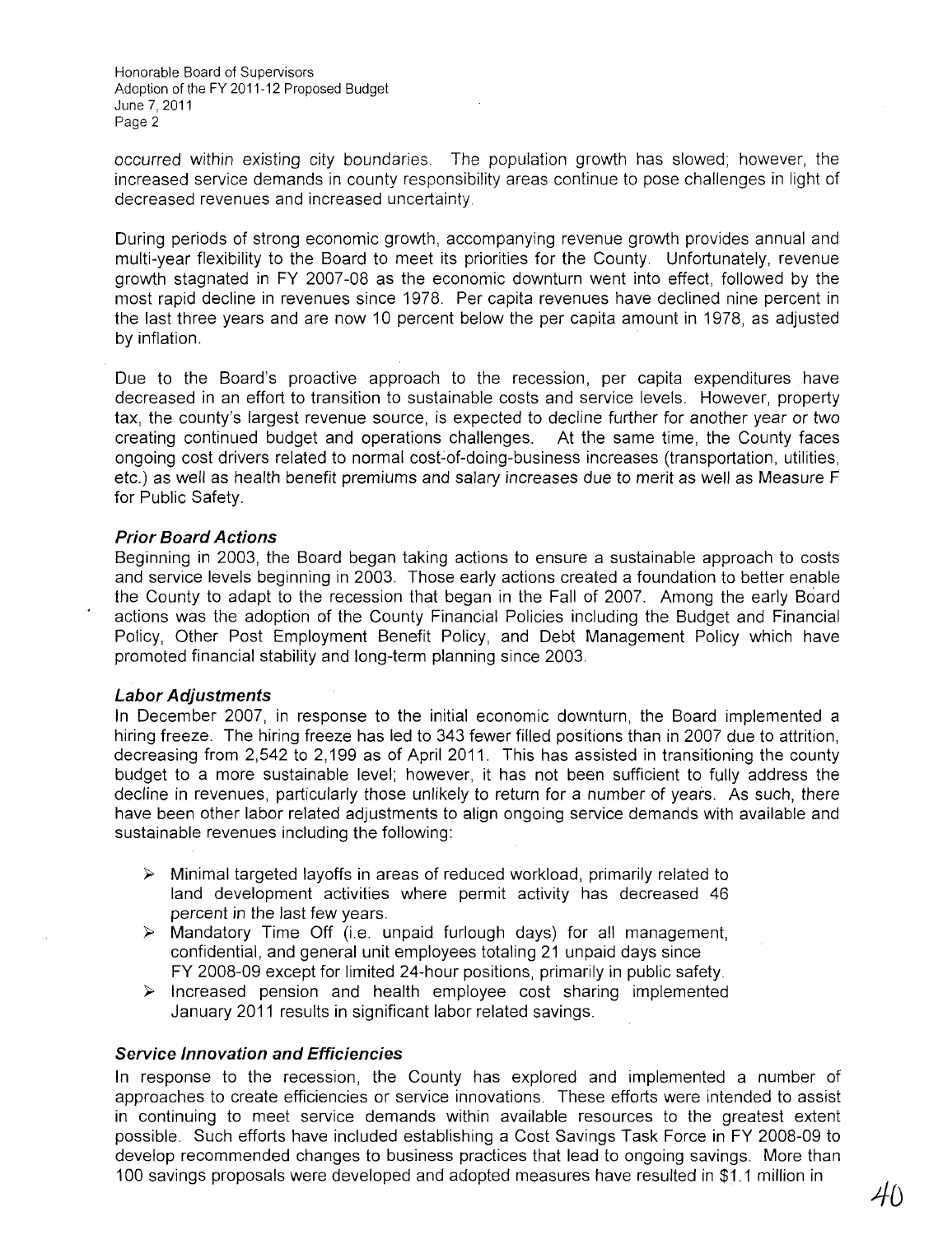occurred within existing city boundaries. The population growth has slowed; however, the increased service demands in county responsibility areas continue to pose challenges in light of decreased revenues and increased uncertainty.

During periods of strong economic growth, accompanying revenue growth provides annual and multi-year flexibility to the Board to meet its priorities for the County. Unfortunately, revenue growth stagnated in FY 2007-08 as the economic downturn went into effect, followed by the most rapid decline in revenues since 1978. Per capita revenues have declined nine percent in the last three years and are now 10 percent below the per capita amount in 1978, as adjusted by inflation.

Due to the Board's proactive approach to the recession, per capita expenditures have decreased in an effort to transition to sustainable costs and service levels. However, property tax, the county's largest revenue source, is expected to decline further for another year or two creating continued budget and operations challenges. At the same time, the County faces ongoing cost drivers related to normal cost-of-doing-business increases (transportation, utilities, etc.) as well as health benefit premiums and salary increases due to merit as well as Measure F for Public Safety.

***Prior Board Actions***

Beginning in 2003, the Board began taking actions to ensure a sustainable approach to costs and service levels beginning in 2003. Those early actions created a foundation to better enable the County to adapt to the recession that began in the Fall of 2007. Among the early Board actions was the adoption of the County Financial Policies including the Budget and Financial Policy, Other Post Employment Benefit Policy, and Debt Management Policy which have promoted financial stability and long-term planning since 2003.

***Labor Adjustments***

In December 2007, in response to the initial economic downturn, the Board implemented a hiring freeze. The hiring freeze has led to 343 fewer filled positions than in 2007 due to attrition, decreasing from 2,542 to 2,199 as of April 2011. This has assisted in transitioning the county budget to a more sustainable level; however, it has not been sufficient to fully address the decline in revenues, particularly those unlikely to return for a number of years. As such, there have been other labor related adjustments to align ongoing service demands with available and sustainable revenues including the following:

- Minimal targeted layoffs in areas of reduced workload, primarily related to land development activities where permit activity has decreased 46 percent in the last few years.
- Mandatory Time Off (i.e. unpaid furlough days) for all management, confidential, and general unit employees totaling 21 unpaid days since FY 2008-09 except for limited 24-hour positions, primarily in public safety.
- Increased pension and health employee cost sharing implemented January 2011 results in significant labor related savings.

***Service Innovation and Efficiencies***

In response to the recession, the County has explored and implemented a number of approaches to create efficiencies or service innovations. These efforts were intended to assist in continuing to meet service demands within available resources to the greatest extent possible. Such efforts have included establishing a Cost Savings Task Force in FY 2008-09 to develop recommended changes to business practices that lead to ongoing savings. More than 100 savings proposals were developed and adopted measures have resulted in $1.1 million in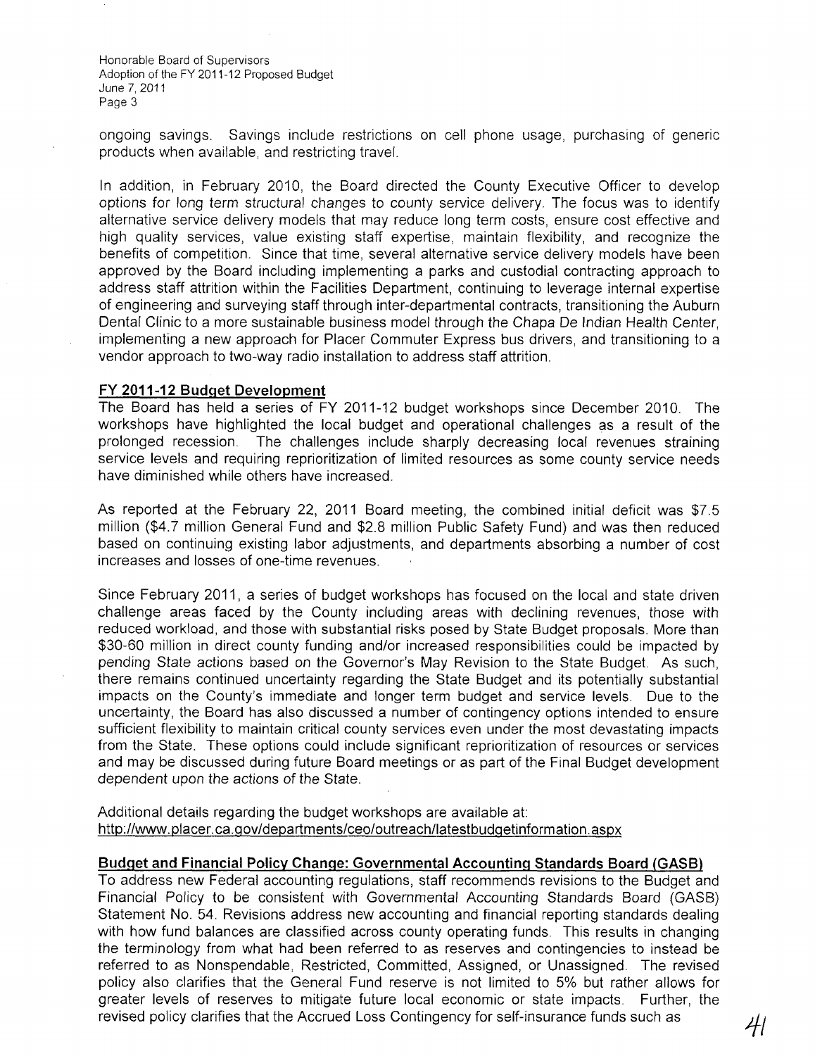ongoing savings. Savings include restrictions on cell phone usage, purchasing of generic products when available, and restricting travel.

In addition, in February 2010, the Board directed the County Executive Officer to develop options for long term structural changes to county service delivery. The focus was to identify alternative service delivery models that may reduce long term costs, ensure cost effective and high quality services, value existing staff expertise, maintain flexibility, and recognize the benefits of competition. Since that time, several alternative service delivery models have been approved by the Board including implementing a parks and custodial contracting approach to address staff attrition within the Facilities Department, continuing to leverage internal expertise of engineering and surveying staff through inter-departmental contracts, transitioning the Auburn Dental Clinic to a more sustainable business model through the Chapa De Indian Health Center, implementing a new approach for Placer Commuter Express bus drivers, and transitioning to a vendor approach to two-way radio installation to address staff attrition.

**FY 2011-12 Budget Development**

The Board has held a series of FY 2011-12 budget workshops since December 2010. The workshops have highlighted the local budget and operational challenges as a result of the prolonged recession. The challenges include sharply decreasing local revenues straining service levels and requiring reprioritization of limited resources as some county service needs have diminished while others have increased.

As reported at the February 22, 2011 Board meeting, the combined initial deficit was $7.5 million ($4.7 million General Fund and $2.8 million Public Safety Fund) and was then reduced based on continuing existing labor adjustments, and departments absorbing a number of cost increases and losses of one-time revenues.

Since February 2011, a series of budget workshops has focused on the local and state driven challenge areas faced by the County including areas with declining revenues, those with reduced workload, and those with substantial risks posed by State Budget proposals. More than $30-60 million in direct county funding and/or increased responsibilities could be impacted by pending State actions based on the Governor's May Revision to the State Budget. As such, there remains continued uncertainty regarding the State Budget and its potentially substantial impacts on the County's immediate and longer term budget and service levels. Due to the uncertainty, the Board has also discussed a number of contingency options intended to ensure sufficient flexibility to maintain critical county services even under the most devastating impacts from the State. These options could include significant reprioritization of resources or services and may be discussed during future Board meetings or as part of the Final Budget development dependent upon the actions of the State.

Additional details regarding the budget workshops are available at:
http://www.placer.ca.gov/departments/ceo/outreach/latestbudgetinformation.aspx

**Budget and Financial Policy Change: Governmental Accounting Standards Board (GASB)**

To address new Federal accounting regulations, staff recommends revisions to the Budget and Financial Policy to be consistent with Governmental Accounting Standards Board (GASB) Statement No. 54. Revisions address new accounting and financial reporting standards dealing with how fund balances are classified across county operating funds. This results in changing the terminology from what had been referred to as reserves and contingencies to instead be referred to as Nonspendable, Restricted, Committed, Assigned, or Unassigned. The revised policy also clarifies that the General Fund reserve is not limited to 5% but rather allows for greater levels of reserves to mitigate future local economic or state impacts. Further, the revised policy clarifies that the Accrued Loss Contingency for self-insurance funds such as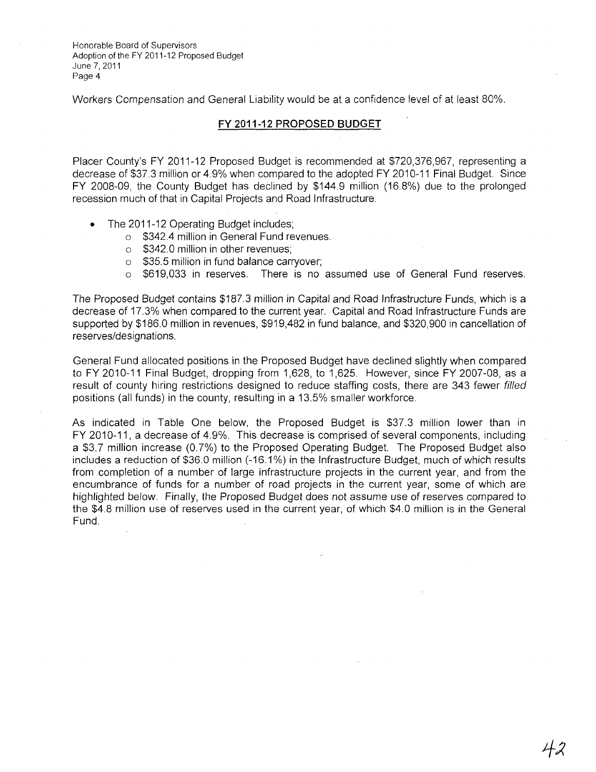Workers Compensation and General Liability would be at a confidence level of at least 80%.

## FY 2011-12 PROPOSED BUDGET

Placer County's FY 2011-12 Proposed Budget is recommended at $720,376,967, representing a decrease of $37.3 million or 4.9% when compared to the adopted FY 2010-11 Final Budget. Since FY 2008-09, the County Budget has declined by $144.9 million (16.8%) due to the prolonged recession much of that in Capital Projects and Road Infrastructure.

- The 2011-12 Operating Budget includes;
  - $342.4 million in General Fund revenues.
  - $342.0 million in other revenues;
  - $35.5 million in fund balance carryover;
  - $619,033 in reserves. There is no assumed use of General Fund reserves.

The Proposed Budget contains $187.3 million in Capital and Road Infrastructure Funds, which is a decrease of 17.3% when compared to the current year. Capital and Road Infrastructure Funds are supported by $186.0 million in revenues, $919,482 in fund balance, and $320,900 in cancellation of reserves/designations.

General Fund allocated positions in the Proposed Budget have declined slightly when compared to FY 2010-11 Final Budget, dropping from 1,628, to 1,625. However, since FY 2007-08, as a result of county hiring restrictions designed to reduce staffing costs, there are 343 fewer *filled* positions (all funds) in the county, resulting in a 13.5% smaller workforce.

As indicated in Table One below, the Proposed Budget is $37.3 million lower than in FY 2010-11, a decrease of 4.9%. This decrease is comprised of several components, including a $3.7 million increase (0.7%) to the Proposed Operating Budget. The Proposed Budget also includes a reduction of $36.0 million (-16.1%) in the Infrastructure Budget, much of which results from completion of a number of large infrastructure projects in the current year, and from the encumbrance of funds for a number of road projects in the current year, some of which are highlighted below. Finally, the Proposed Budget does not assume use of reserves compared to the $4.8 million use of reserves used in the current year, of which $4.0 million is in the General Fund.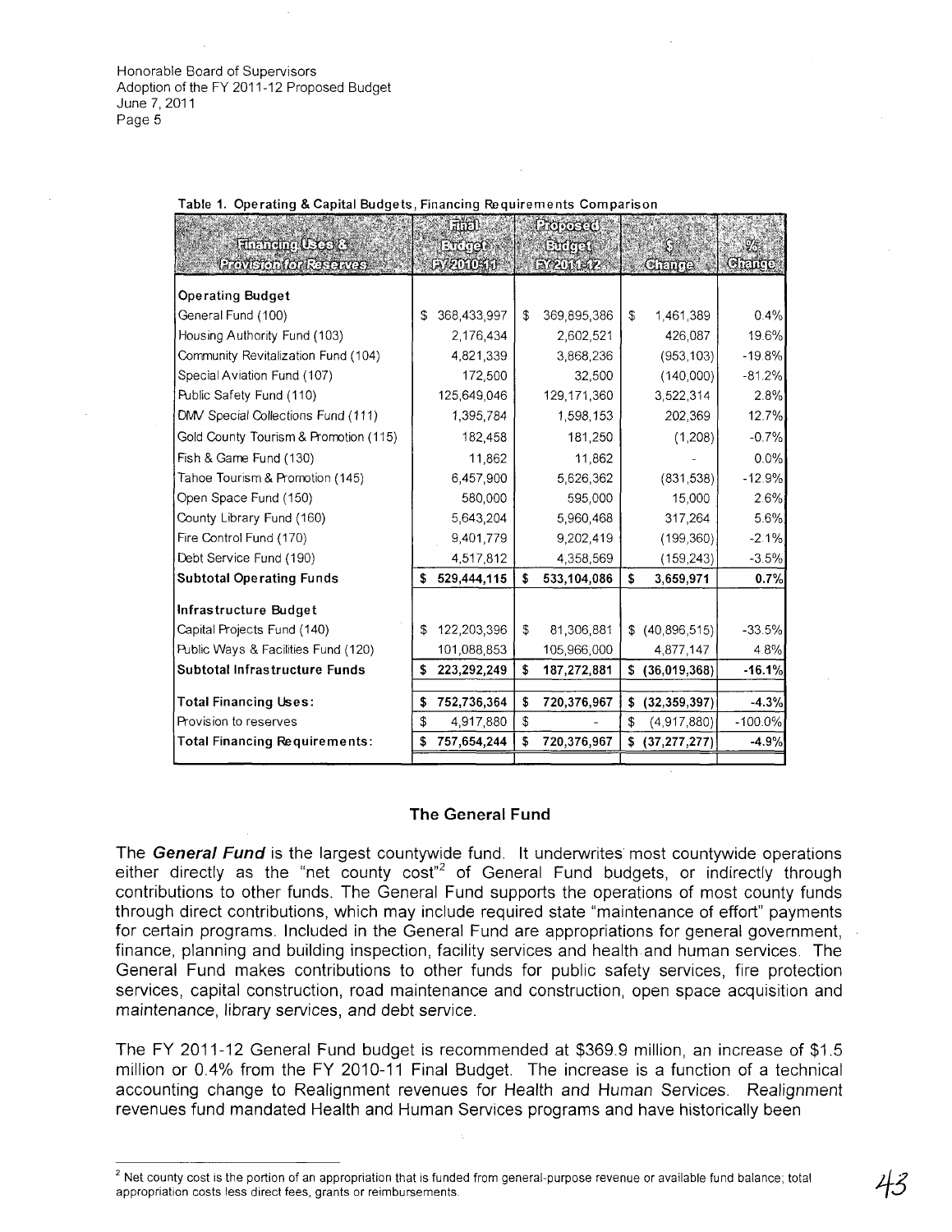Table 1. Operating & Capital Budgets, Financing Requirements Comparison

| Financing Uses & Provision for Reserves | Final Budget FY 2010-11 | Proposed Budget FY 2011-12 | $ Change | % Change |
|---|---|---|---|---|
| **Operating Budget** | | | | |
| General Fund (100) | $ 368,433,997 | $ 369,895,386 | $ 1,461,389 | 0.4% |
| Housing Authority Fund (103) | 2,176,434 | 2,602,521 | 426,087 | 19.6% |
| Community Revitalization Fund (104) | 4,821,339 | 3,868,236 | (953,103) | -19.8% |
| Special Aviation Fund (107) | 172,500 | 32,500 | (140,000) | -81.2% |
| Public Safety Fund (110) | 125,649,046 | 129,171,360 | 3,522,314 | 2.8% |
| DMV Special Collections Fund (111) | 1,395,784 | 1,598,153 | 202,369 | 12.7% |
| Gold County Tourism & Promotion (115) | 182,458 | 181,250 | (1,208) | -0.7% |
| Fish & Game Fund (130) | 11,862 | 11,862 | - | 0.0% |
| Tahoe Tourism & Promotion (145) | 6,457,900 | 5,626,362 | (831,538) | -12.9% |
| Open Space Fund (150) | 580,000 | 595,000 | 15,000 | 2.6% |
| County Library Fund (160) | 5,643,204 | 5,960,468 | 317,264 | 5.6% |
| Fire Control Fund (170) | 9,401,779 | 9,202,419 | (199,360) | -2.1% |
| Debt Service Fund (190) | 4,517,812 | 4,358,569 | (159,243) | -3.5% |
| **Subtotal Operating Funds** | **$ 529,444,115** | **$ 533,104,086** | **$ 3,659,971** | **0.7%** |
| **Infrastructure Budget** | | | | |
| Capital Projects Fund (140) | $ 122,203,396 | $ 81,306,881 | $ (40,896,515) | -33.5% |
| Public Ways & Facilities Fund (120) | 101,088,853 | 105,966,000 | 4,877,147 | 4.8% |
| **Subtotal Infrastructure Funds** | **$ 223,292,249** | **$ 187,272,881** | **$ (36,019,368)** | **-16.1%** |
| **Total Financing Uses:** | **$ 752,736,364** | **$ 720,376,967** | **$ (32,359,397)** | **-4.3%** |
| Provision to reserves | $ 4,917,880 | $ - | $ (4,917,880) | -100.0% |
| **Total Financing Requirements:** | **$ 757,654,244** | **$ 720,376,967** | **$ (37,277,277)** | **-4.9%** |

## The General Fund

The ***General Fund*** is the largest countywide fund. It underwrites most countywide operations either directly as the "net county cost"[2] of General Fund budgets, or indirectly through contributions to other funds. The General Fund supports the operations of most county funds through direct contributions, which may include required state "maintenance of effort" payments for certain programs. Included in the General Fund are appropriations for general government, finance, planning and building inspection, facility services and health and human services. The General Fund makes contributions to other funds for public safety services, fire protection services, capital construction, road maintenance and construction, open space acquisition and maintenance, library services, and debt service.

The FY 2011-12 General Fund budget is recommended at $369.9 million, an increase of $1.5 million or 0.4% from the FY 2010-11 Final Budget. The increase is a function of a technical accounting change to Realignment revenues for Health and Human Services. Realignment revenues fund mandated Health and Human Services programs and have historically been

[2] Net county cost is the portion of an appropriation that is funded from general-purpose revenue or available fund balance; total appropriation costs less direct fees, grants or reimbursements.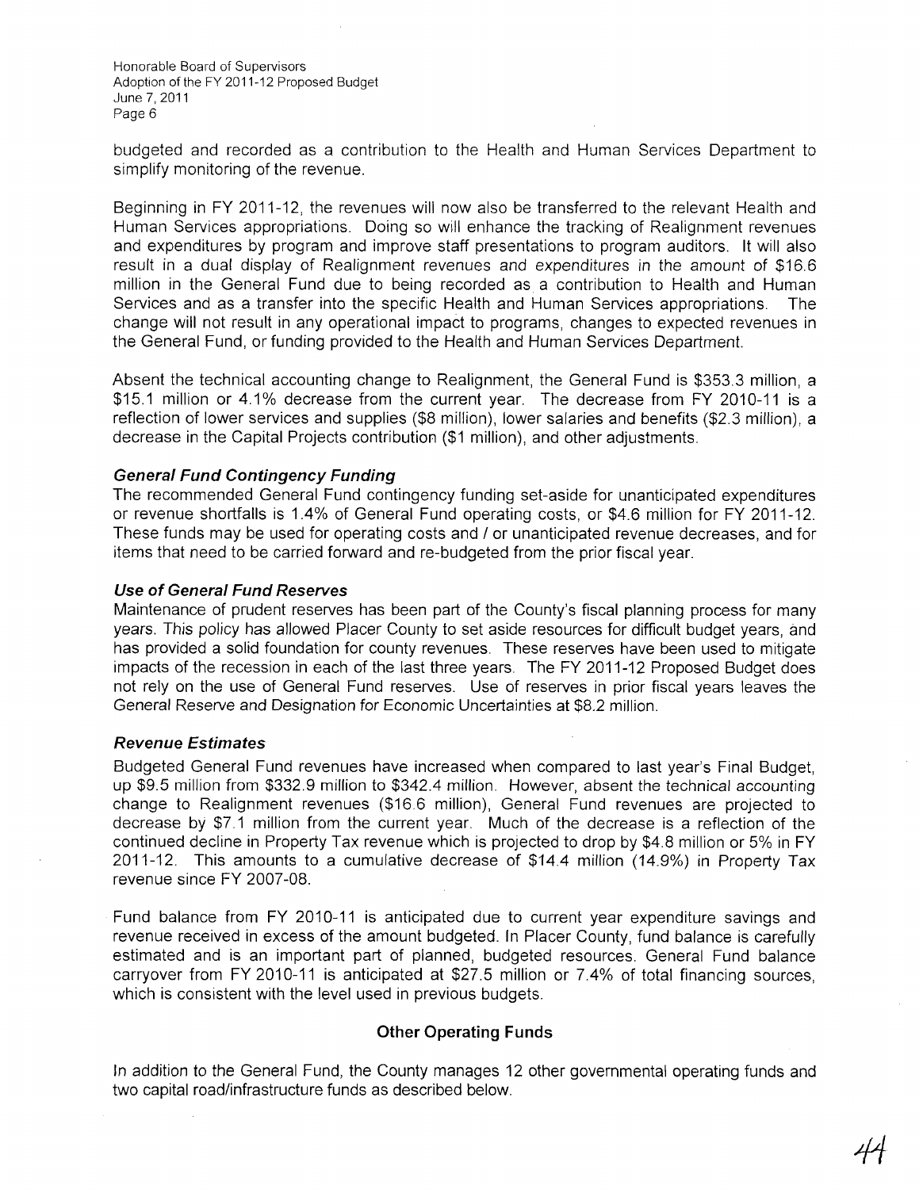budgeted and recorded as a contribution to the Health and Human Services Department to simplify monitoring of the revenue.

Beginning in FY 2011-12, the revenues will now also be transferred to the relevant Health and Human Services appropriations. Doing so will enhance the tracking of Realignment revenues and expenditures by program and improve staff presentations to program auditors. It will also result in a dual display of Realignment revenues and expenditures in the amount of $16.6 million in the General Fund due to being recorded as a contribution to Health and Human Services and as a transfer into the specific Health and Human Services appropriations. The change will not result in any operational impact to programs, changes to expected revenues in the General Fund, or funding provided to the Health and Human Services Department.

Absent the technical accounting change to Realignment, the General Fund is $353.3 million, a $15.1 million or 4.1% decrease from the current year. The decrease from FY 2010-11 is a reflection of lower services and supplies ($8 million), lower salaries and benefits ($2.3 million), a decrease in the Capital Projects contribution ($1 million), and other adjustments.

### *General Fund Contingency Funding*

The recommended General Fund contingency funding set-aside for unanticipated expenditures or revenue shortfalls is 1.4% of General Fund operating costs, or $4.6 million for FY 2011-12. These funds may be used for operating costs and / or unanticipated revenue decreases, and for items that need to be carried forward and re-budgeted from the prior fiscal year.

### *Use of General Fund Reserves*

Maintenance of prudent reserves has been part of the County's fiscal planning process for many years. This policy has allowed Placer County to set aside resources for difficult budget years, and has provided a solid foundation for county revenues. These reserves have been used to mitigate impacts of the recession in each of the last three years. The FY 2011-12 Proposed Budget does not rely on the use of General Fund reserves. Use of reserves in prior fiscal years leaves the General Reserve and Designation for Economic Uncertainties at $8.2 million.

### *Revenue Estimates*

Budgeted General Fund revenues have increased when compared to last year's Final Budget, up $9.5 million from $332.9 million to $342.4 million. However, absent the technical accounting change to Realignment revenues ($16.6 million), General Fund revenues are projected to decrease by $7.1 million from the current year. Much of the decrease is a reflection of the continued decline in Property Tax revenue which is projected to drop by $4.8 million or 5% in FY 2011-12. This amounts to a cumulative decrease of $14.4 million (14.9%) in Property Tax revenue since FY 2007-08.

Fund balance from FY 2010-11 is anticipated due to current year expenditure savings and revenue received in excess of the amount budgeted. In Placer County, fund balance is carefully estimated and is an important part of planned, budgeted resources. General Fund balance carryover from FY 2010-11 is anticipated at $27.5 million or 7.4% of total financing sources, which is consistent with the level used in previous budgets.

## Other Operating Funds

In addition to the General Fund, the County manages 12 other governmental operating funds and two capital road/infrastructure funds as described below.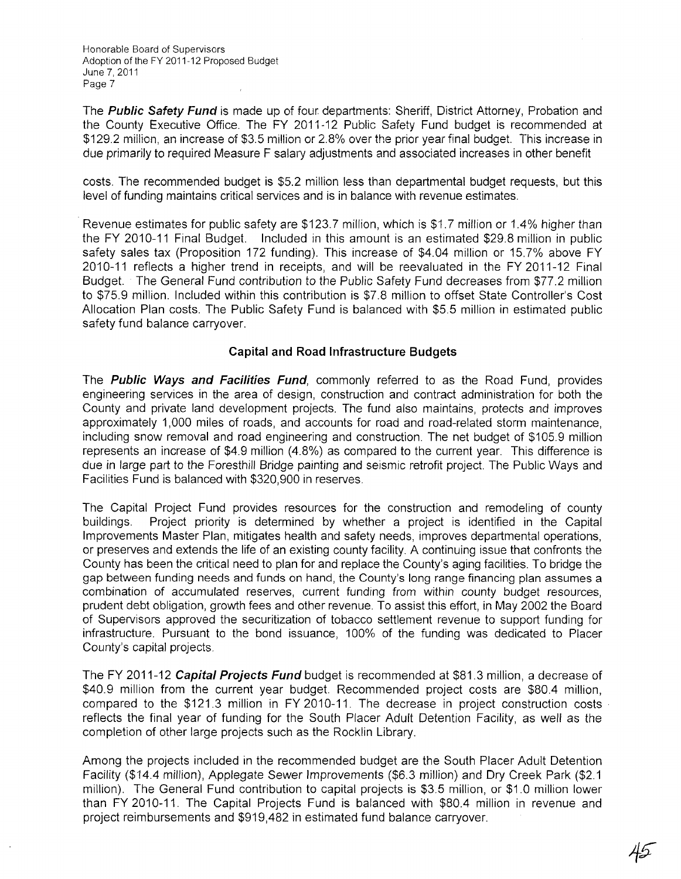The ***Public Safety Fund*** is made up of four departments: Sheriff, District Attorney, Probation and the County Executive Office. The FY 2011-12 Public Safety Fund budget is recommended at $129.2 million, an increase of $3.5 million or 2.8% over the prior year final budget. This increase in due primarily to required Measure F salary adjustments and associated increases in other benefit costs. The recommended budget is $5.2 million less than departmental budget requests, but this level of funding maintains critical services and is in balance with revenue estimates.

Revenue estimates for public safety are $123.7 million, which is $1.7 million or 1.4% higher than the FY 2010-11 Final Budget. Included in this amount is an estimated $29.8 million in public safety sales tax (Proposition 172 funding). This increase of $4.04 million or 15.7% above FY 2010-11 reflects a higher trend in receipts, and will be reevaluated in the FY 2011-12 Final Budget. The General Fund contribution to the Public Safety Fund decreases from $77.2 million to $75.9 million. Included within this contribution is $7.8 million to offset State Controller's Cost Allocation Plan costs. The Public Safety Fund is balanced with $5.5 million in estimated public safety fund balance carryover.

## Capital and Road Infrastructure Budgets

The ***Public Ways and Facilities Fund***, commonly referred to as the Road Fund, provides engineering services in the area of design, construction and contract administration for both the County and private land development projects. The fund also maintains, protects and improves approximately 1,000 miles of roads, and accounts for road and road-related storm maintenance, including snow removal and road engineering and construction. The net budget of $105.9 million represents an increase of $4.9 million (4.8%) as compared to the current year. This difference is due in large part to the Foresthill Bridge painting and seismic retrofit project. The Public Ways and Facilities Fund is balanced with $320,900 in reserves.

The Capital Project Fund provides resources for the construction and remodeling of county buildings. Project priority is determined by whether a project is identified in the Capital Improvements Master Plan, mitigates health and safety needs, improves departmental operations, or preserves and extends the life of an existing county facility. A continuing issue that confronts the County has been the critical need to plan for and replace the County's aging facilities. To bridge the gap between funding needs and funds on hand, the County's long range financing plan assumes a combination of accumulated reserves, current funding from within county budget resources, prudent debt obligation, growth fees and other revenue. To assist this effort, in May 2002 the Board of Supervisors approved the securitization of tobacco settlement revenue to support funding for infrastructure. Pursuant to the bond issuance, 100% of the funding was dedicated to Placer County's capital projects.

The FY 2011-12 ***Capital Projects Fund*** budget is recommended at $81.3 million, a decrease of $40.9 million from the current year budget. Recommended project costs are $80.4 million, compared to the $121.3 million in FY 2010-11. The decrease in project construction costs reflects the final year of funding for the South Placer Adult Detention Facility, as well as the completion of other large projects such as the Rocklin Library.

Among the projects included in the recommended budget are the South Placer Adult Detention Facility ($14.4 million), Applegate Sewer Improvements ($6.3 million) and Dry Creek Park ($2.1 million). The General Fund contribution to capital projects is $3.5 million, or $1.0 million lower than FY 2010-11. The Capital Projects Fund is balanced with $80.4 million in revenue and project reimbursements and $919,482 in estimated fund balance carryover.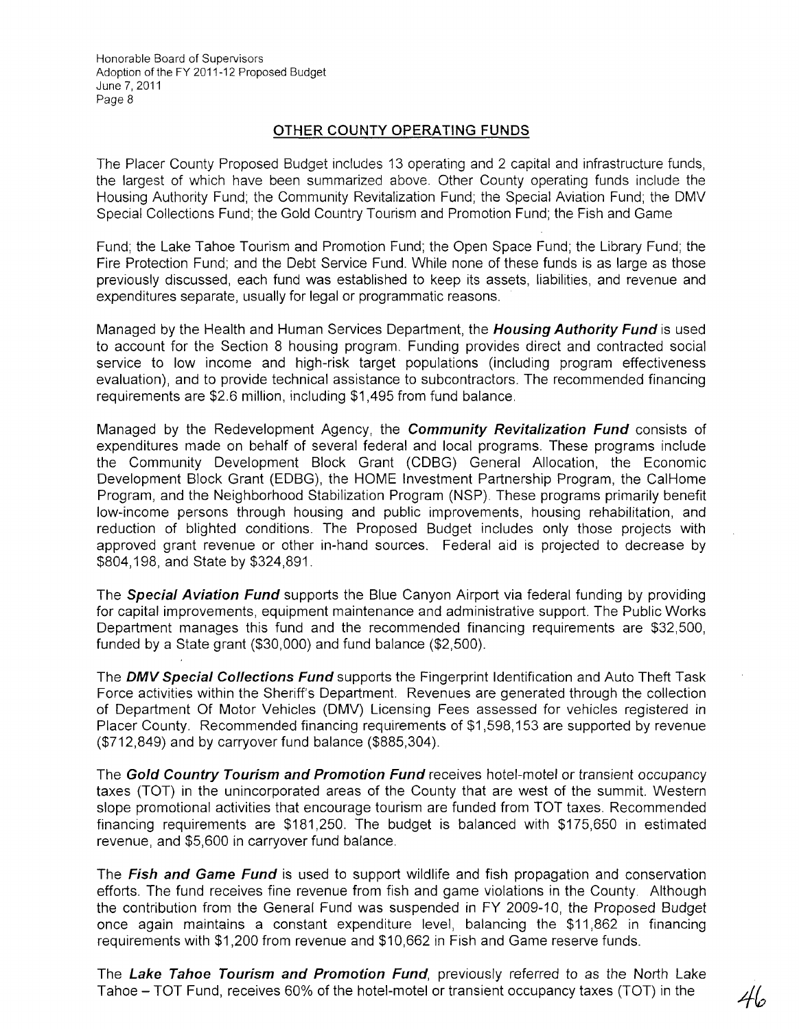## OTHER COUNTY OPERATING FUNDS

The Placer County Proposed Budget includes 13 operating and 2 capital and infrastructure funds, the largest of which have been summarized above. Other County operating funds include the Housing Authority Fund; the Community Revitalization Fund; the Special Aviation Fund; the DMV Special Collections Fund; the Gold Country Tourism and Promotion Fund; the Fish and Game

Fund; the Lake Tahoe Tourism and Promotion Fund; the Open Space Fund; the Library Fund; the Fire Protection Fund; and the Debt Service Fund. While none of these funds is as large as those previously discussed, each fund was established to keep its assets, liabilities, and revenue and expenditures separate, usually for legal or programmatic reasons.

Managed by the Health and Human Services Department, the ***Housing Authority Fund*** is used to account for the Section 8 housing program. Funding provides direct and contracted social service to low income and high-risk target populations (including program effectiveness evaluation), and to provide technical assistance to subcontractors. The recommended financing requirements are $2.6 million, including $1,495 from fund balance.

Managed by the Redevelopment Agency, the ***Community Revitalization Fund*** consists of expenditures made on behalf of several federal and local programs. These programs include the Community Development Block Grant (CDBG) General Allocation, the Economic Development Block Grant (EDBG), the HOME Investment Partnership Program, the CalHome Program, and the Neighborhood Stabilization Program (NSP). These programs primarily benefit low-income persons through housing and public improvements, housing rehabilitation, and reduction of blighted conditions. The Proposed Budget includes only those projects with approved grant revenue or other in-hand sources. Federal aid is projected to decrease by $804,198, and State by $324,891.

The ***Special Aviation Fund*** supports the Blue Canyon Airport via federal funding by providing for capital improvements, equipment maintenance and administrative support. The Public Works Department manages this fund and the recommended financing requirements are $32,500, funded by a State grant ($30,000) and fund balance ($2,500).

The ***DMV Special Collections Fund*** supports the Fingerprint Identification and Auto Theft Task Force activities within the Sheriff's Department. Revenues are generated through the collection of Department Of Motor Vehicles (DMV) Licensing Fees assessed for vehicles registered in Placer County. Recommended financing requirements of $1,598,153 are supported by revenue ($712,849) and by carryover fund balance ($885,304).

The ***Gold Country Tourism and Promotion Fund*** receives hotel-motel or transient occupancy taxes (TOT) in the unincorporated areas of the County that are west of the summit. Western slope promotional activities that encourage tourism are funded from TOT taxes. Recommended financing requirements are $181,250. The budget is balanced with $175,650 in estimated revenue, and $5,600 in carryover fund balance.

The ***Fish and Game Fund*** is used to support wildlife and fish propagation and conservation efforts. The fund receives fine revenue from fish and game violations in the County. Although the contribution from the General Fund was suspended in FY 2009-10, the Proposed Budget once again maintains a constant expenditure level, balancing the $11,862 in financing requirements with $1,200 from revenue and $10,662 in Fish and Game reserve funds.

The ***Lake Tahoe Tourism and Promotion Fund***, previously referred to as the North Lake Tahoe – TOT Fund, receives 60% of the hotel-motel or transient occupancy taxes (TOT) in the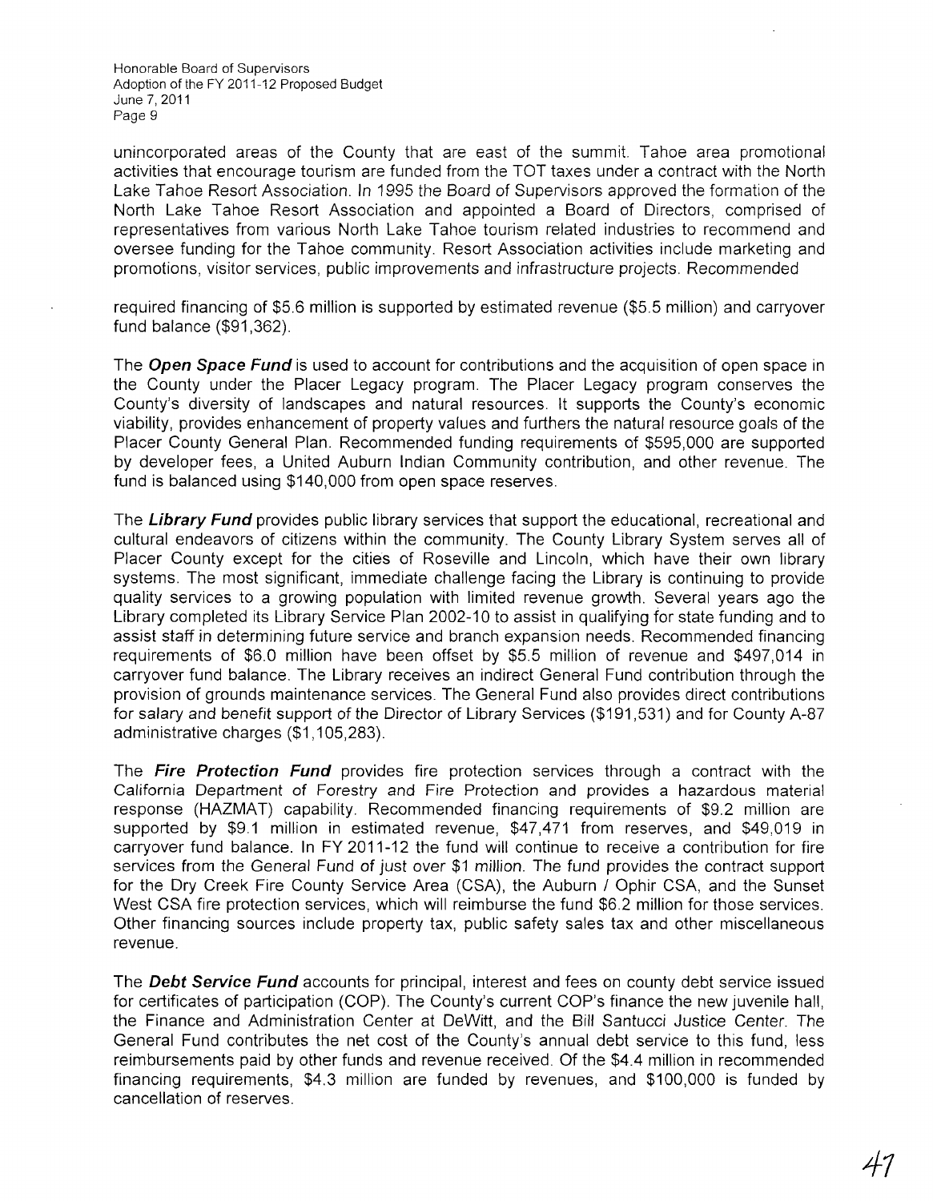unincorporated areas of the County that are east of the summit. Tahoe area promotional activities that encourage tourism are funded from the TOT taxes under a contract with the North Lake Tahoe Resort Association. In 1995 the Board of Supervisors approved the formation of the North Lake Tahoe Resort Association and appointed a Board of Directors, comprised of representatives from various North Lake Tahoe tourism related industries to recommend and oversee funding for the Tahoe community. Resort Association activities include marketing and promotions, visitor services, public improvements and infrastructure projects. Recommended required financing of $5.6 million is supported by estimated revenue ($5.5 million) and carryover fund balance ($91,362).

The ***Open Space Fund*** is used to account for contributions and the acquisition of open space in the County under the Placer Legacy program. The Placer Legacy program conserves the County's diversity of landscapes and natural resources. It supports the County's economic viability, provides enhancement of property values and furthers the natural resource goals of the Placer County General Plan. Recommended funding requirements of $595,000 are supported by developer fees, a United Auburn Indian Community contribution, and other revenue. The fund is balanced using $140,000 from open space reserves.

The ***Library Fund*** provides public library services that support the educational, recreational and cultural endeavors of citizens within the community. The County Library System serves all of Placer County except for the cities of Roseville and Lincoln, which have their own library systems. The most significant, immediate challenge facing the Library is continuing to provide quality services to a growing population with limited revenue growth. Several years ago the Library completed its Library Service Plan 2002-10 to assist in qualifying for state funding and to assist staff in determining future service and branch expansion needs. Recommended financing requirements of $6.0 million have been offset by $5.5 million of revenue and $497,014 in carryover fund balance. The Library receives an indirect General Fund contribution through the provision of grounds maintenance services. The General Fund also provides direct contributions for salary and benefit support of the Director of Library Services ($191,531) and for County A-87 administrative charges ($1,105,283).

The ***Fire Protection Fund*** provides fire protection services through a contract with the California Department of Forestry and Fire Protection and provides a hazardous material response (HAZMAT) capability. Recommended financing requirements of $9.2 million are supported by $9.1 million in estimated revenue, $47,471 from reserves, and $49,019 in carryover fund balance. In FY 2011-12 the fund will continue to receive a contribution for fire services from the General Fund of just over $1 million. The fund provides the contract support for the Dry Creek Fire County Service Area (CSA), the Auburn / Ophir CSA, and the Sunset West CSA fire protection services, which will reimburse the fund $6.2 million for those services. Other financing sources include property tax, public safety sales tax and other miscellaneous revenue.

The ***Debt Service Fund*** accounts for principal, interest and fees on county debt service issued for certificates of participation (COP). The County's current COP's finance the new juvenile hall, the Finance and Administration Center at DeWitt, and the Bill Santucci Justice Center. The General Fund contributes the net cost of the County's annual debt service to this fund, less reimbursements paid by other funds and revenue received. Of the $4.4 million in recommended financing requirements, $4.3 million are funded by revenues, and $100,000 is funded by cancellation of reserves.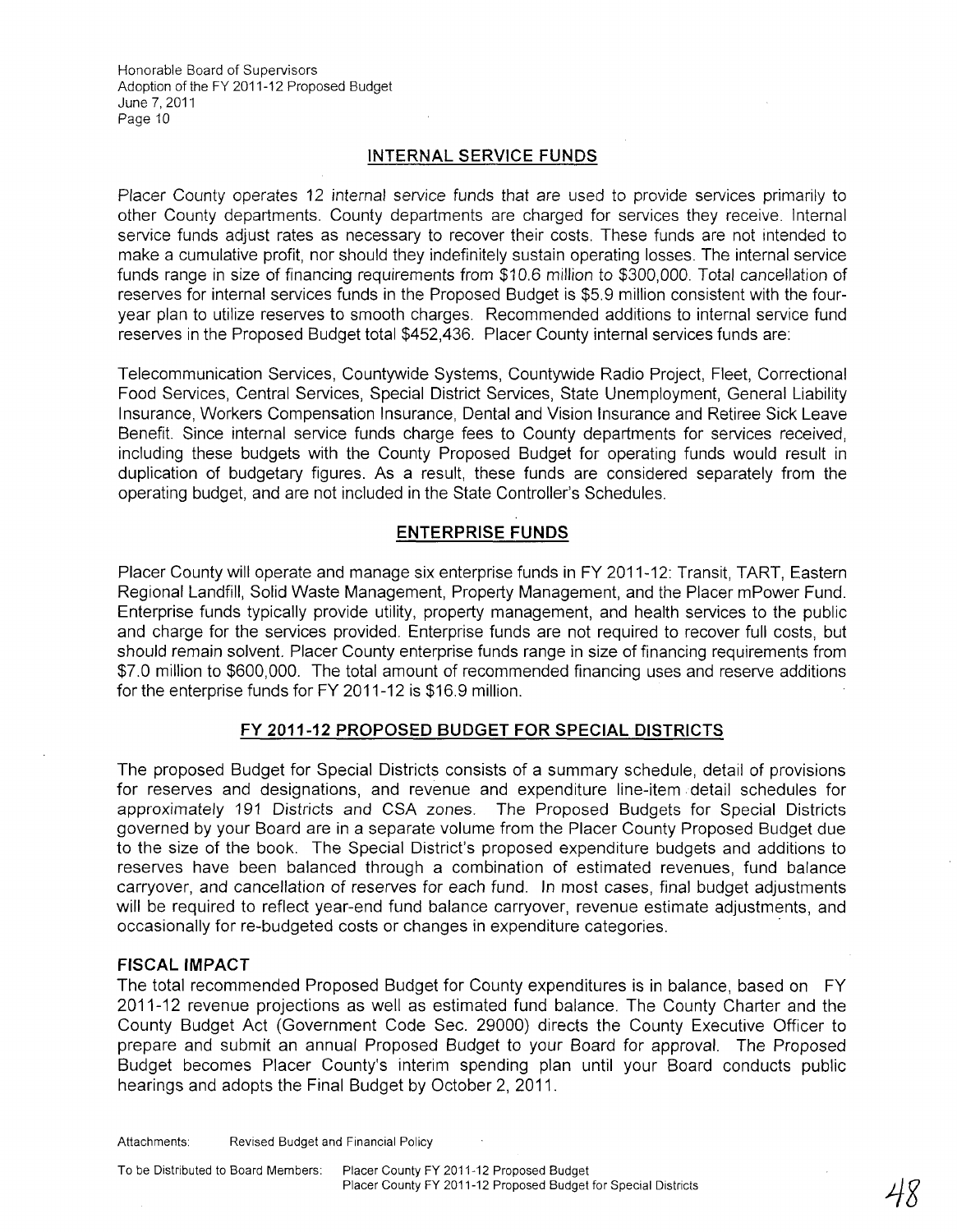## INTERNAL SERVICE FUNDS

Placer County operates 12 internal service funds that are used to provide services primarily to other County departments. County departments are charged for services they receive. Internal service funds adjust rates as necessary to recover their costs. These funds are not intended to make a cumulative profit, nor should they indefinitely sustain operating losses. The internal service funds range in size of financing requirements from $10.6 million to $300,000. Total cancellation of reserves for internal services funds in the Proposed Budget is $5.9 million consistent with the four-year plan to utilize reserves to smooth charges. Recommended additions to internal service fund reserves in the Proposed Budget total $452,436. Placer County internal services funds are:

Telecommunication Services, Countywide Systems, Countywide Radio Project, Fleet, Correctional Food Services, Central Services, Special District Services, State Unemployment, General Liability Insurance, Workers Compensation Insurance, Dental and Vision Insurance and Retiree Sick Leave Benefit. Since internal service funds charge fees to County departments for services received, including these budgets with the County Proposed Budget for operating funds would result in duplication of budgetary figures. As a result, these funds are considered separately from the operating budget, and are not included in the State Controller's Schedules.

## ENTERPRISE FUNDS

Placer County will operate and manage six enterprise funds in FY 2011-12: Transit, TART, Eastern Regional Landfill, Solid Waste Management, Property Management, and the Placer mPower Fund. Enterprise funds typically provide utility, property management, and health services to the public and charge for the services provided. Enterprise funds are not required to recover full costs, but should remain solvent. Placer County enterprise funds range in size of financing requirements from $7.0 million to $600,000. The total amount of recommended financing uses and reserve additions for the enterprise funds for FY 2011-12 is $16.9 million.

## FY 2011-12 PROPOSED BUDGET FOR SPECIAL DISTRICTS

The proposed Budget for Special Districts consists of a summary schedule, detail of provisions for reserves and designations, and revenue and expenditure line-item detail schedules for approximately 191 Districts and CSA zones. The Proposed Budgets for Special Districts governed by your Board are in a separate volume from the Placer County Proposed Budget due to the size of the book. The Special District's proposed expenditure budgets and additions to reserves have been balanced through a combination of estimated revenues, fund balance carryover, and cancellation of reserves for each fund. In most cases, final budget adjustments will be required to reflect year-end fund balance carryover, revenue estimate adjustments, and occasionally for re-budgeted costs or changes in expenditure categories.

### FISCAL IMPACT

The total recommended Proposed Budget for County expenditures is in balance, based on FY 2011-12 revenue projections as well as estimated fund balance. The County Charter and the County Budget Act (Government Code Sec. 29000) directs the County Executive Officer to prepare and submit an annual Proposed Budget to your Board for approval. The Proposed Budget becomes Placer County's interim spending plan until your Board conducts public hearings and adopts the Final Budget by October 2, 2011.

Attachments: Revised Budget and Financial Policy

To be Distributed to Board Members: Placer County FY 2011-12 Proposed Budget
Placer County FY 2011-12 Proposed Budget for Special Districts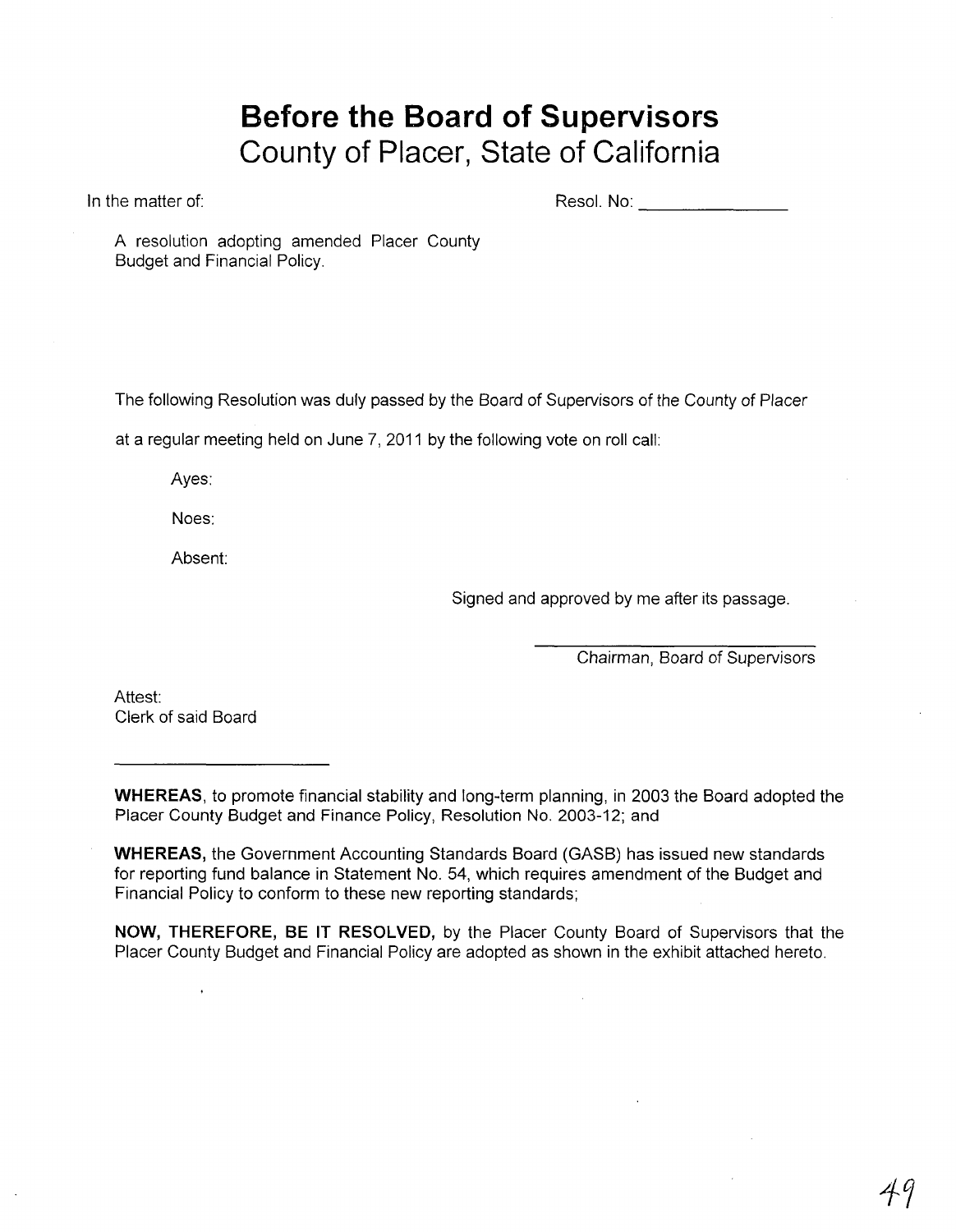# Before the Board of Supervisors
## County of Placer, State of California

In the matter of:

Resol. No: _______________

A resolution adopting amended Placer County Budget and Financial Policy.

The following Resolution was duly passed by the Board of Supervisors of the County of Placer at a regular meeting held on June 7, 2011 by the following vote on roll call:

Ayes:

Noes:

Absent:

Signed and approved by me after its passage.

_______________________________
Chairman, Board of Supervisors

Attest:
Clerk of said Board

_______________________

**WHEREAS**, to promote financial stability and long-term planning, in 2003 the Board adopted the Placer County Budget and Finance Policy, Resolution No. 2003-12; and

**WHEREAS,** the Government Accounting Standards Board (GASB) has issued new standards for reporting fund balance in Statement No. 54, which requires amendment of the Budget and Financial Policy to conform to these new reporting standards;

**NOW, THEREFORE, BE IT RESOLVED,** by the Placer County Board of Supervisors that the Placer County Budget and Financial Policy are adopted as shown in the exhibit attached hereto.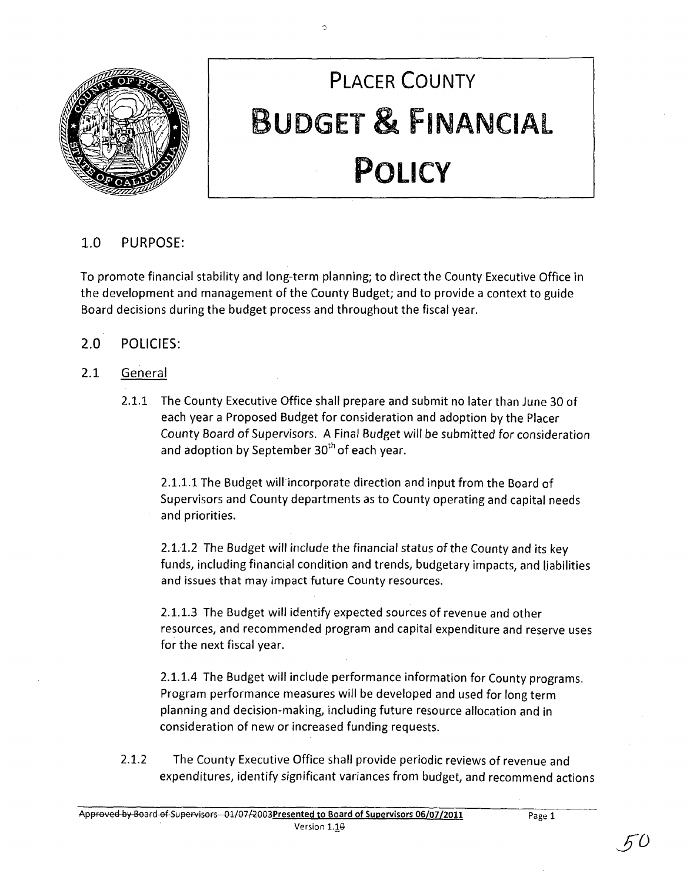# PLACER COUNTY

# BUDGET & FINANCIAL POLICY

## 1.0 PURPOSE:

To promote financial stability and long-term planning; to direct the County Executive Office in the development and management of the County Budget; and to provide a context to guide Board decisions during the budget process and throughout the fiscal year.

## 2.0 POLICIES:

### 2.1 General

2.1.1 The County Executive Office shall prepare and submit no later than June 30 of each year a Proposed Budget for consideration and adoption by the Placer County Board of Supervisors. A Final Budget will be submitted for consideration and adoption by September 30th of each year.

2.1.1.1 The Budget will incorporate direction and input from the Board of Supervisors and County departments as to County operating and capital needs and priorities.

2.1.1.2 The Budget will include the financial status of the County and its key funds, including financial condition and trends, budgetary impacts, and liabilities and issues that may impact future County resources.

2.1.1.3 The Budget will identify expected sources of revenue and other resources, and recommended program and capital expenditure and reserve uses for the next fiscal year.

2.1.1.4 The Budget will include performance information for County programs. Program performance measures will be developed and used for long term planning and decision-making, including future resource allocation and in consideration of new or increased funding requests.

2.1.2 The County Executive Office shall provide periodic reviews of revenue and expenditures, identify significant variances from budget, and recommend actions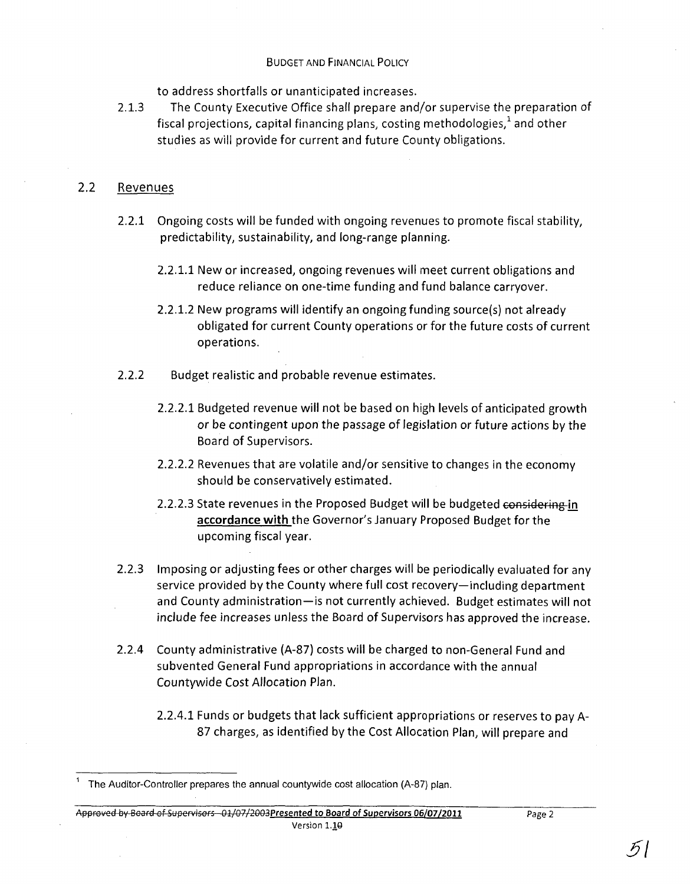to address shortfalls or unanticipated increases.

2.1.3 The County Executive Office shall prepare and/or supervise the preparation of fiscal projections, capital financing plans, costing methodologies,[1] and other studies as will provide for current and future County obligations.

## 2.2 Revenues

2.2.1 Ongoing costs will be funded with ongoing revenues to promote fiscal stability, predictability, sustainability, and long-range planning.

2.2.1.1 New or increased, ongoing revenues will meet current obligations and reduce reliance on one-time funding and fund balance carryover.

2.2.1.2 New programs will identify an ongoing funding source(s) not already obligated for current County operations or for the future costs of current operations.

2.2.2 Budget realistic and probable revenue estimates.

2.2.2.1 Budgeted revenue will not be based on high levels of anticipated growth or be contingent upon the passage of legislation or future actions by the Board of Supervisors.

2.2.2.2 Revenues that are volatile and/or sensitive to changes in the economy should be conservatively estimated.

2.2.2.3 State revenues in the Proposed Budget will be budgeted ~~considering~~ **in accordance with** the Governor's January Proposed Budget for the upcoming fiscal year.

2.2.3 Imposing or adjusting fees or other charges will be periodically evaluated for any service provided by the County where full cost recovery—including department and County administration—is not currently achieved. Budget estimates will not include fee increases unless the Board of Supervisors has approved the increase.

2.2.4 County administrative (A-87) costs will be charged to non-General Fund and subvented General Fund appropriations in accordance with the annual Countywide Cost Allocation Plan.

2.2.4.1 Funds or budgets that lack sufficient appropriations or reserves to pay A-87 charges, as identified by the Cost Allocation Plan, will prepare and

---

[1] The Auditor-Controller prepares the annual countywide cost allocation (A-87) plan.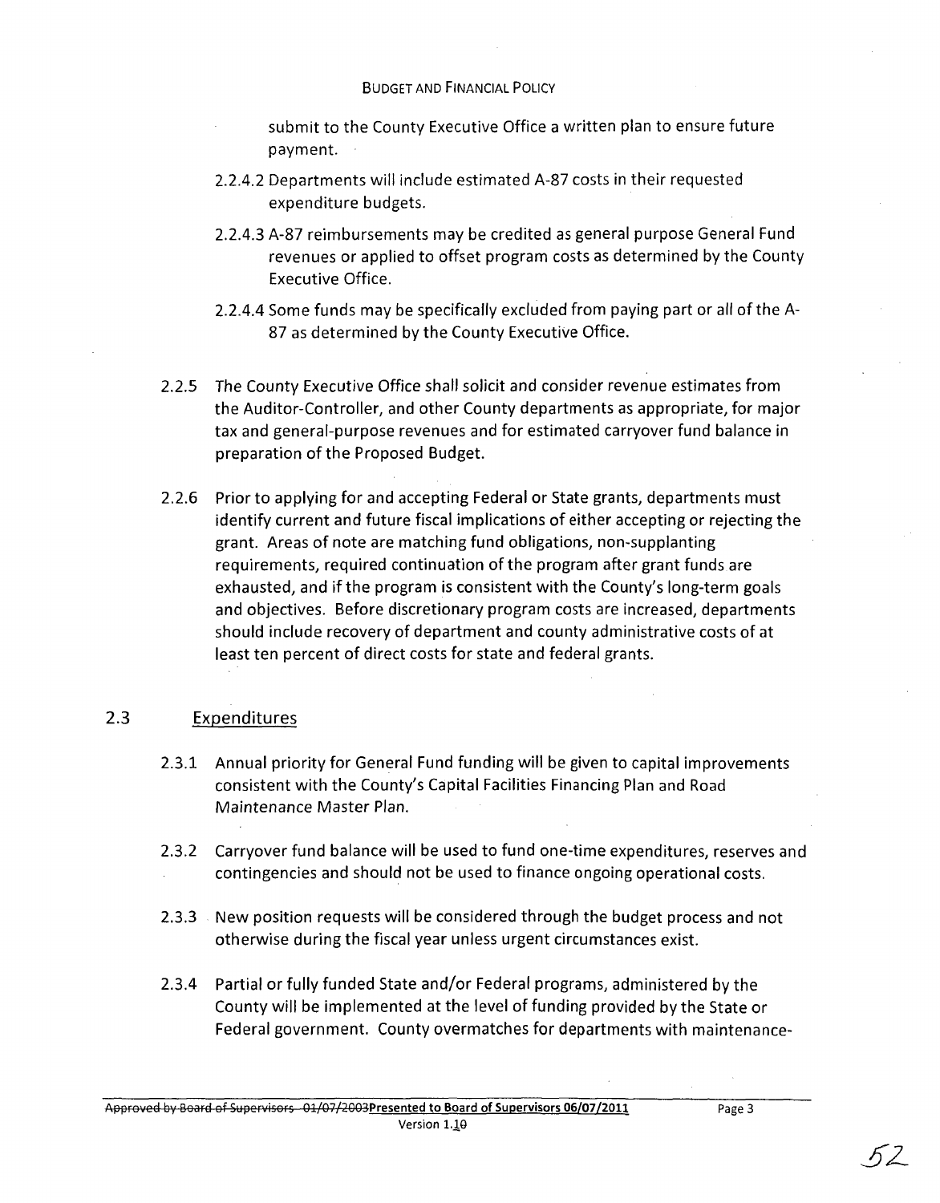submit to the County Executive Office a written plan to ensure future payment.

2.2.4.2 Departments will include estimated A-87 costs in their requested expenditure budgets.

2.2.4.3 A-87 reimbursements may be credited as general purpose General Fund revenues or applied to offset program costs as determined by the County Executive Office.

2.2.4.4 Some funds may be specifically excluded from paying part or all of the A-87 as determined by the County Executive Office.

2.2.5 The County Executive Office shall solicit and consider revenue estimates from the Auditor-Controller, and other County departments as appropriate, for major tax and general-purpose revenues and for estimated carryover fund balance in preparation of the Proposed Budget.

2.2.6 Prior to applying for and accepting Federal or State grants, departments must identify current and future fiscal implications of either accepting or rejecting the grant. Areas of note are matching fund obligations, non-supplanting requirements, required continuation of the program after grant funds are exhausted, and if the program is consistent with the County's long-term goals and objectives. Before discretionary program costs are increased, departments should include recovery of department and county administrative costs of at least ten percent of direct costs for state and federal grants.

## 2.3 Expenditures

2.3.1 Annual priority for General Fund funding will be given to capital improvements consistent with the County's Capital Facilities Financing Plan and Road Maintenance Master Plan.

2.3.2 Carryover fund balance will be used to fund one-time expenditures, reserves and contingencies and should not be used to finance ongoing operational costs.

2.3.3 New position requests will be considered through the budget process and not otherwise during the fiscal year unless urgent circumstances exist.

2.3.4 Partial or fully funded State and/or Federal programs, administered by the County will be implemented at the level of funding provided by the State or Federal government. County overmatches for departments with maintenance-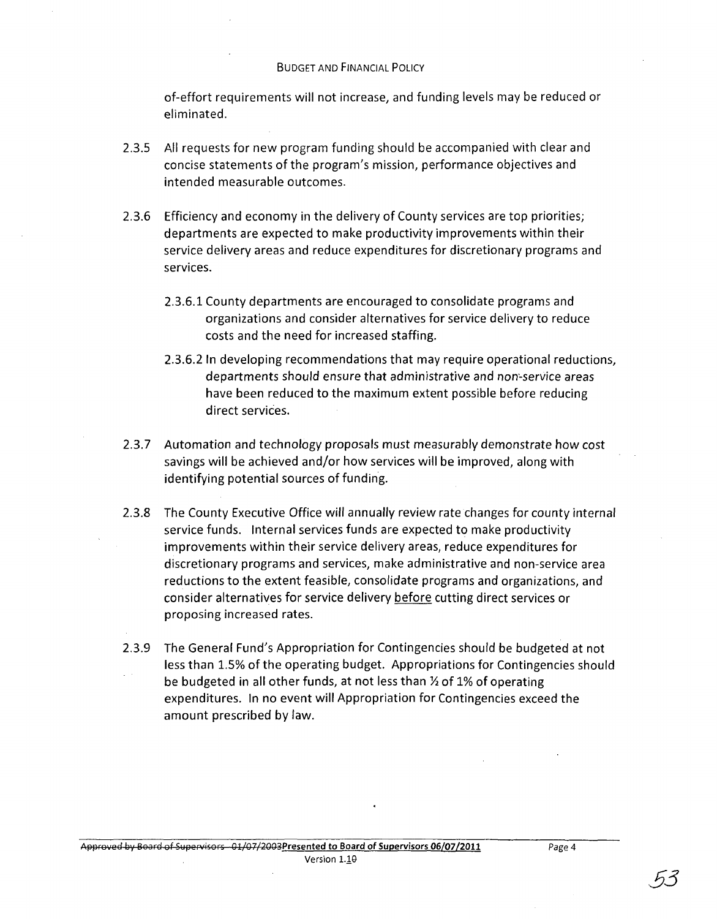of-effort requirements will not increase, and funding levels may be reduced or eliminated.

2.3.5 All requests for new program funding should be accompanied with clear and concise statements of the program's mission, performance objectives and intended measurable outcomes.

2.3.6 Efficiency and economy in the delivery of County services are top priorities; departments are expected to make productivity improvements within their service delivery areas and reduce expenditures for discretionary programs and services.

2.3.6.1 County departments are encouraged to consolidate programs and organizations and consider alternatives for service delivery to reduce costs and the need for increased staffing.

2.3.6.2 In developing recommendations that may require operational reductions, departments should ensure that administrative and non-service areas have been reduced to the maximum extent possible before reducing direct services.

2.3.7 Automation and technology proposals must measurably demonstrate how cost savings will be achieved and/or how services will be improved, along with identifying potential sources of funding.

2.3.8 The County Executive Office will annually review rate changes for county internal service funds. Internal services funds are expected to make productivity improvements within their service delivery areas, reduce expenditures for discretionary programs and services, make administrative and non-service area reductions to the extent feasible, consolidate programs and organizations, and consider alternatives for service delivery <u>before</u> cutting direct services or proposing increased rates.

2.3.9 The General Fund's Appropriation for Contingencies should be budgeted at not less than 1.5% of the operating budget. Appropriations for Contingencies should be budgeted in all other funds, at not less than ½ of 1% of operating expenditures. In no event will Appropriation for Contingencies exceed the amount prescribed by law.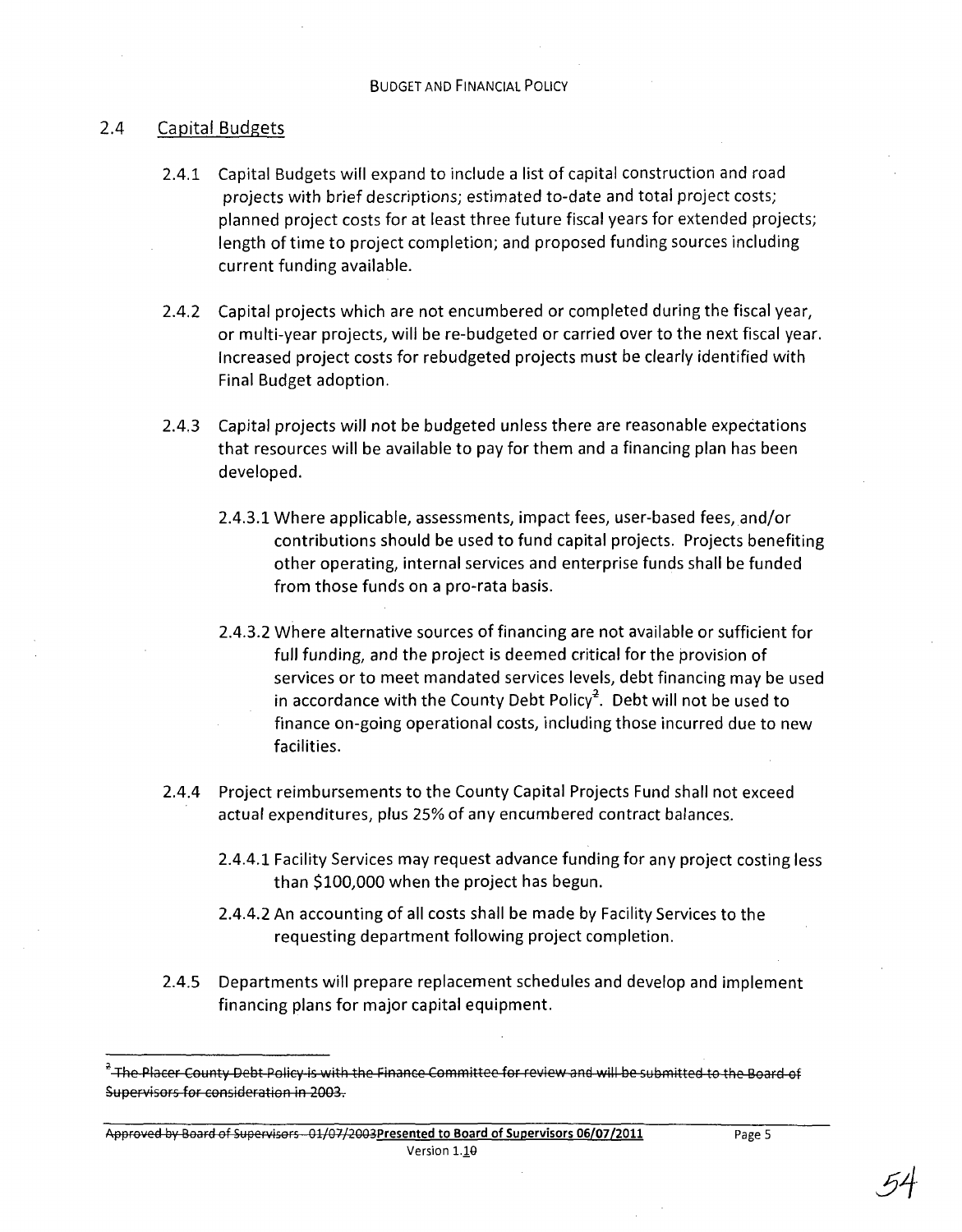## 2.4 Capital Budgets

2.4.1 Capital Budgets will expand to include a list of capital construction and road projects with brief descriptions; estimated to-date and total project costs; planned project costs for at least three future fiscal years for extended projects; length of time to project completion; and proposed funding sources including current funding available.

2.4.2 Capital projects which are not encumbered or completed during the fiscal year, or multi-year projects, will be re-budgeted or carried over to the next fiscal year. Increased project costs for rebudgeted projects must be clearly identified with Final Budget adoption.

2.4.3 Capital projects will not be budgeted unless there are reasonable expectations that resources will be available to pay for them and a financing plan has been developed.

2.4.3.1 Where applicable, assessments, impact fees, user-based fees, and/or contributions should be used to fund capital projects. Projects benefiting other operating, internal services and enterprise funds shall be funded from those funds on a pro-rata basis.

2.4.3.2 Where alternative sources of financing are not available or sufficient for full funding, and the project is deemed critical for the provision of services or to meet mandated services levels, debt financing may be used in accordance with the County Debt Policy[2]. Debt will not be used to finance on-going operational costs, including those incurred due to new facilities.

2.4.4 Project reimbursements to the County Capital Projects Fund shall not exceed actual expenditures, plus 25% of any encumbered contract balances.

2.4.4.1 Facility Services may request advance funding for any project costing less than $100,000 when the project has begun.

2.4.4.2 An accounting of all costs shall be made by Facility Services to the requesting department following project completion.

2.4.5 Departments will prepare replacement schedules and develop and implement financing plans for major capital equipment.

---

[2] ~~The Placer County Debt Policy is with the Finance Committee for review and will be submitted to the Board of Supervisors for consideration in 2003.~~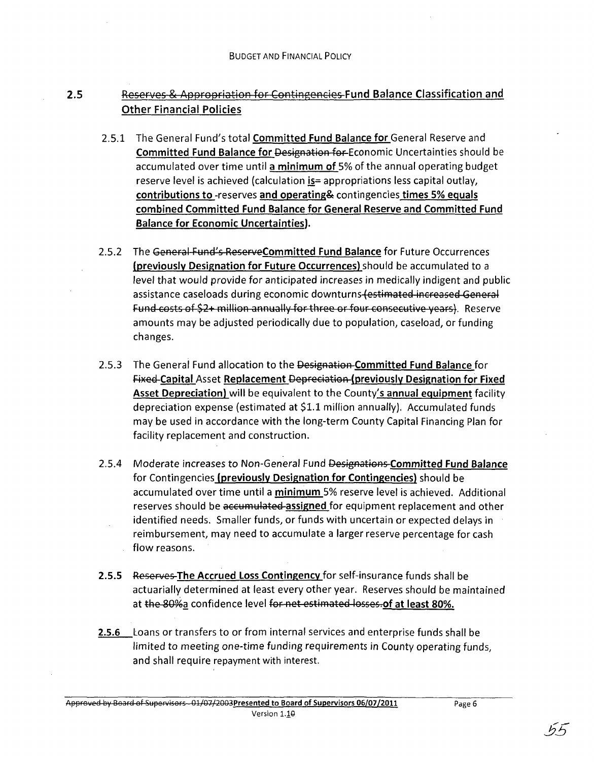## 2.5 ~~Reserves & Appropriation for Contingencies~~ **Fund Balance Classification and Other Financial Policies**

2.5.1 The General Fund's total **Committed Fund Balance for** General Reserve and **Committed Fund Balance for** ~~Designation for~~ Economic Uncertainties should be accumulated over time until **a minimum of** 5% of the annual operating budget reserve level is achieved (calculation **is**= appropriations less capital outlay, **contributions to** -reserves **and operating**& contingencies **times 5% equals combined Committed Fund Balance for General Reserve and Committed Fund Balance for Economic Uncertainties).**

2.5.2 The ~~General Fund's Reserve~~ **Committed Fund Balance** for Future Occurrences **(previously Designation for Future Occurrences)** should be accumulated to a level that would provide for anticipated increases in medically indigent and public assistance caseloads during economic downturns ~~(estimated increased General Fund costs of $2+ million annually for three or four consecutive years)~~. Reserve amounts may be adjusted periodically due to population, caseload, or funding changes.

2.5.3 The General Fund allocation to the ~~Designation~~ **Committed Fund Balance** for ~~Fixed~~ **Capital** Asset **Replacement** ~~Depreciation~~ **(previously Designation for Fixed Asset Depreciation)** will be equivalent to the County**'s annual equipment** facility depreciation expense (estimated at $1.1 million annually). Accumulated funds may be used in accordance with the long-term County Capital Financing Plan for facility replacement and construction.

2.5.4 Moderate increases to Non-General Fund ~~Designations~~ **Committed Fund Balance** for Contingencies **(previously Designation for Contingencies)** should be accumulated over time until a **minimum** 5% reserve level is achieved. Additional reserves should be ~~accumulated~~ **assigned** for equipment replacement and other identified needs. Smaller funds, or funds with uncertain or expected delays in reimbursement, may need to accumulate a larger reserve percentage for cash flow reasons.

**2.5.5** ~~Reserves~~ **The Accrued Loss Contingency** for self-insurance funds shall be actuarially determined at least every other year. Reserves should be maintained at ~~the 80%~~ **a** confidence level ~~for net estimated losses.~~ **of at least 80%.**

**2.5.6** Loans or transfers to or from internal services and enterprise funds shall be limited to meeting one-time funding requirements in County operating funds, and shall require repayment with interest.

~~Approved by Board of Supervisors - 01/07/2003~~ **Presented to Board of Supervisors 06/07/2011**

Version 1.1~~0~~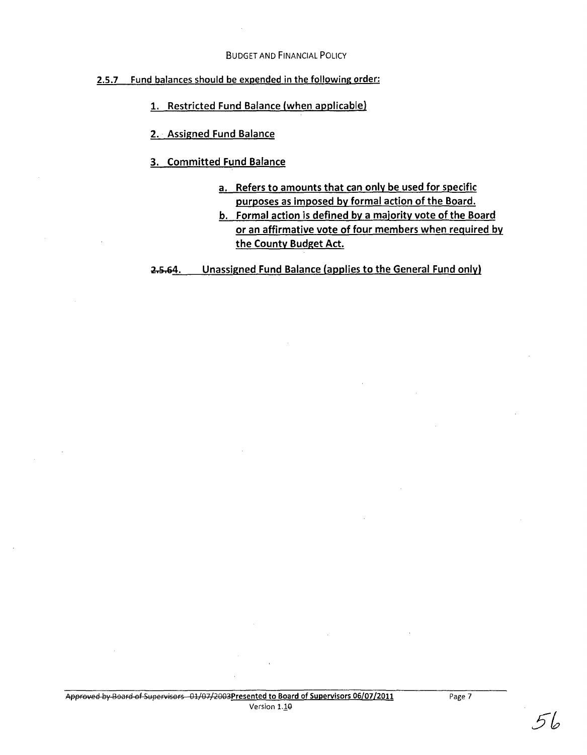2.5.7 Fund balances should be expended in the following order:

1. Restricted Fund Balance (when applicable)

2. Assigned Fund Balance

3. Committed Fund Balance

   a. Refers to amounts that can only be used for specific purposes as imposed by formal action of the Board.

   b. Formal action is defined by a majority vote of the Board or an affirmative vote of four members when required by the County Budget Act.

~~2.5.6~~4. Unassigned Fund Balance (applies to the General Fund only)